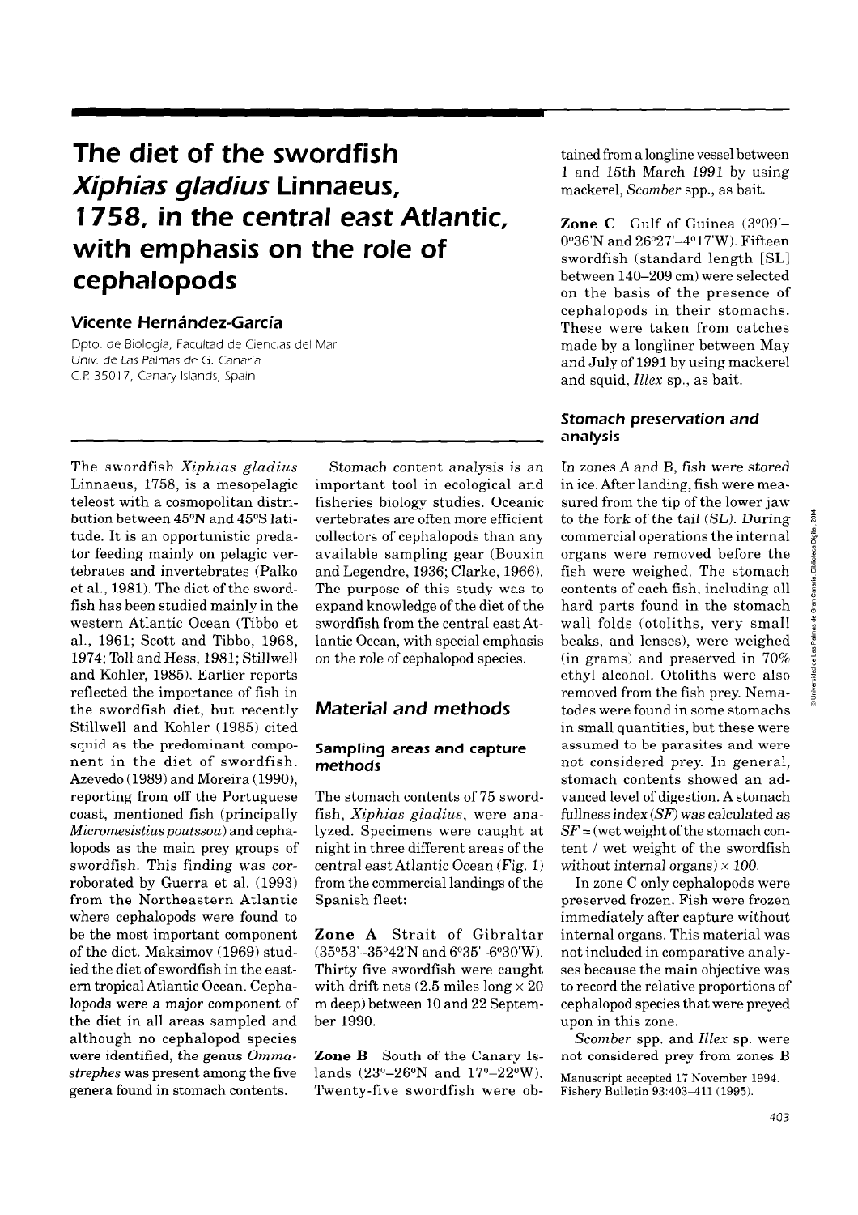# The diet of the swordfish *Xiphias gladius* Linnaeus, 1758, in the central east Atlantic, with emphasis on the role of cephalopods

## Vicente Hernández-García

Dpto. de Biología, Facultad de Ciencias del Mar
Univ. de Las Palmas de G. Canaria
C.P. 35017, Canary Islands, Spain

The swordfish *Xiphias gladius* Linnaeus, 1758, is a mesopelagic teleost with a cosmopolitan distribution between 45°N and 45°S latitude. It is an opportunistic predator feeding mainly on pelagic vertebrates and invertebrates (Palko et al., 1981). The diet of the swordfish has been studied mainly in the western Atlantic Ocean (Tibbo et al., 1961; Scott and Tibbo, 1968, 1974; Toll and Hess, 1981; Stillwell and Kohler, 1985). Earlier reports reflected the importance of fish in the swordfish diet, but recently Stillwell and Kohler (1985) cited squid as the predominant component in the diet of swordfish. Azevedo (1989) and Moreira (1990), reporting from off the Portuguese coast, mentioned fish (principally *Micromesistius poutssou*) and cephalopods as the main prey groups of swordfish. This finding was corroborated by Guerra et al. (1993) from the Northeastern Atlantic where cephalopods were found to be the most important component of the diet. Maksimov (1969) studied the diet of swordfish in the eastern tropical Atlantic Ocean. Cephalopods were a major component of the diet in all areas sampled and although no cephalopod species were identified, the genus *Ommastrephes* was present among the five genera found in stomach contents.

Stomach content analysis is an important tool in ecological and fisheries biology studies. Oceanic vertebrates are often more efficient collectors of cephalopods than any available sampling gear (Bouxin and Legendre, 1936; Clarke, 1966). The purpose of this study was to expand knowledge of the diet of the swordfish from the central east Atlantic Ocean, with special emphasis on the role of cephalopod species.

## Material and methods

### Sampling areas and capture methods

The stomach contents of 75 swordfish, *Xiphias gladius*, were analyzed. Specimens were caught at night in three different areas of the central east Atlantic Ocean (Fig. 1) from the commercial landings of the Spanish fleet:

**Zone A** Strait of Gibraltar (35°53'–35°42'N and 6°35'–6°30'W). Thirty five swordfish were caught with drift nets (2.5 miles long × 20 m deep) between 10 and 22 September 1990.

**Zone B** South of the Canary Islands (23°–26°N and 17°–22°W). Twenty-five swordfish were obtained from a longline vessel between 1 and 15th March 1991 by using mackerel, *Scomber* spp., as bait.

**Zone C** Gulf of Guinea (3°09'–0°36'N and 26°27'–4°17'W). Fifteen swordfish (standard length [SL] between 140–209 cm) were selected on the basis of the presence of cephalopods in their stomachs. These were taken from catches made by a longliner between May and July of 1991 by using mackerel and squid, *Illex* sp., as bait.

### Stomach preservation and analysis

In zones A and B, fish were stored in ice. After landing, fish were measured from the tip of the lower jaw to the fork of the tail (SL). During commercial operations the internal organs were removed before the fish were weighed. The stomach contents of each fish, including all hard parts found in the stomach wall folds (otoliths, very small beaks, and lenses), were weighed (in grams) and preserved in 70% ethyl alcohol. Otoliths were also removed from the fish prey. Nematodes were found in some stomachs in small quantities, but these were assumed to be parasites and were not considered prey. In general, stomach contents showed an advanced level of digestion. A stomach fullness index (*SF*) was calculated as *SF* = (wet weight of the stomach content / wet weight of the swordfish without internal organs) × 100.

In zone C only cephalopods were preserved frozen. Fish were frozen immediately after capture without internal organs. This material was not included in comparative analyses because the main objective was to record the relative proportions of cephalopod species that were preyed upon in this zone.

*Scomber* spp. and *Illex* sp. were not considered prey from zones B

Manuscript accepted 17 November 1994.
Fishery Bulletin 93:403–411 (1995).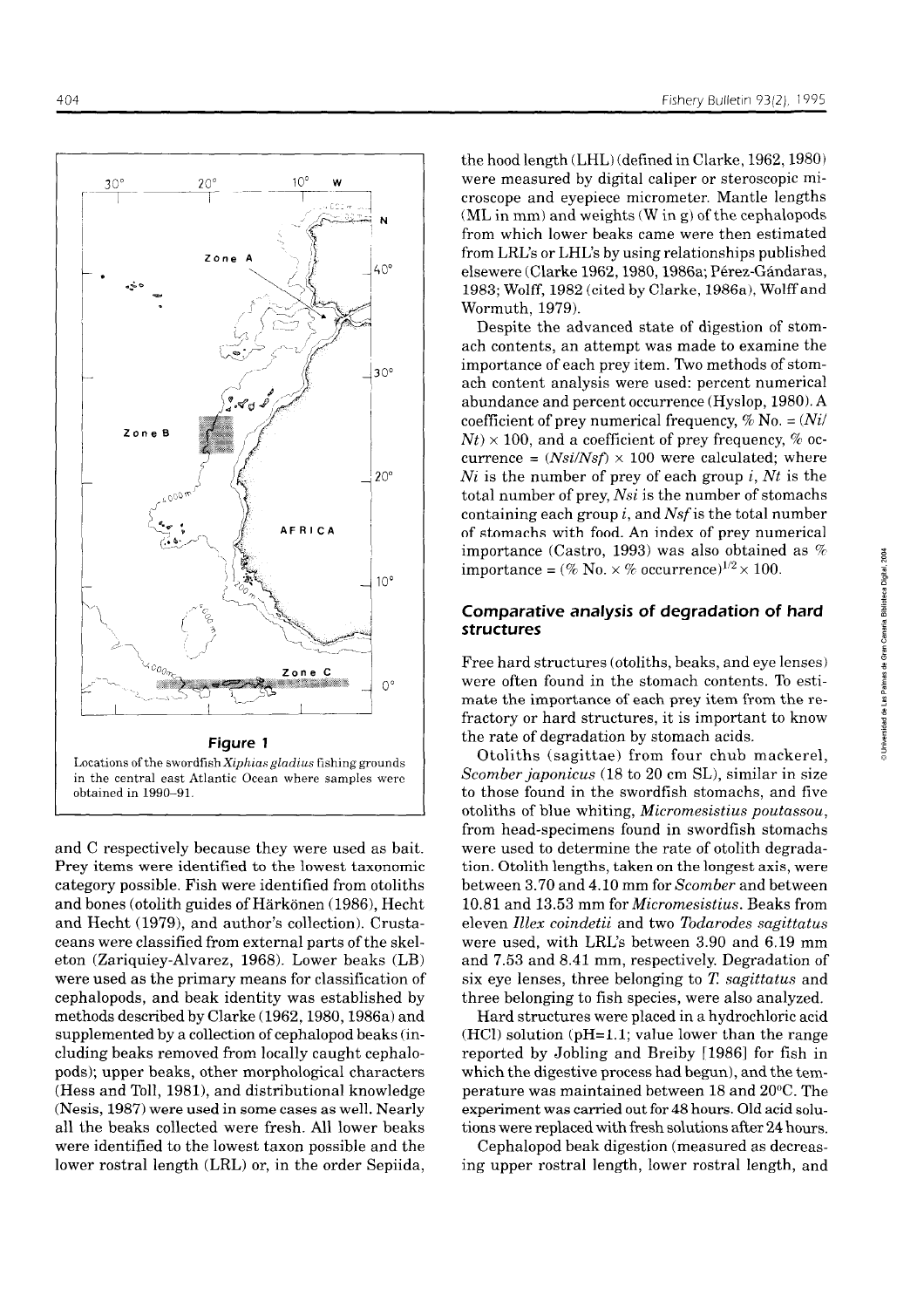**Figure 1**

Locations of the swordfish *Xiphias gladius* fishing grounds in the central east Atlantic Ocean where samples were obtained in 1990–91.

and C respectively because they were used as bait. Prey items were identified to the lowest taxonomic category possible. Fish were identified from otoliths and bones (otolith guides of Härkönen (1986), Hecht and Hecht (1979), and author's collection). Crustaceans were classified from external parts of the skeleton (Zariquiey-Alvarez, 1968). Lower beaks (LB) were used as the primary means for classification of cephalopods, and beak identity was established by methods described by Clarke (1962, 1980, 1986a) and supplemented by a collection of cephalopod beaks (including beaks removed from locally caught cephalopods); upper beaks, other morphological characters (Hess and Toll, 1981), and distributional knowledge (Nesis, 1987) were used in some cases as well. Nearly all the beaks collected were fresh. All lower beaks were identified to the lowest taxon possible and the lower rostral length (LRL) or, in the order Sepiida, the hood length (LHL) (defined in Clarke, 1962, 1980) were measured by digital caliper or steroscopic microscope and eyepiece micrometer. Mantle lengths (ML in mm) and weights (W in g) of the cephalopods from which lower beaks came were then estimated from LRL's or LHL's by using relationships published elsewere (Clarke 1962, 1980, 1986a; Pérez-Gándaras, 1983; Wolff, 1982 (cited by Clarke, 1986a), Wolff and Wormuth, 1979).

Despite the advanced state of digestion of stomach contents, an attempt was made to examine the importance of each prey item. Two methods of stomach content analysis were used: percent numerical abundance and percent occurrence (Hyslop, 1980). A coefficient of prey numerical frequency, % No. = $(Ni/Nt) \times 100$, and a coefficient of prey frequency, % occurrence = $(Nsi/Nsf) \times 100$ were calculated; where $Ni$ is the number of prey of each group $i$, $Nt$ is the total number of prey, $Nsi$ is the number of stomachs containing each group $i$, and $Nsf$ is the total number of stomachs with food. An index of prey numerical importance (Castro, 1993) was also obtained as % importance = $(\%\ \text{No.} \times \%\ \text{occurrence})^{1/2} \times 100$.

### Comparative analysis of degradation of hard structures

Free hard structures (otoliths, beaks, and eye lenses) were often found in the stomach contents. To estimate the importance of each prey item from the refractory or hard structures, it is important to know the rate of degradation by stomach acids.

Otoliths (sagittae) from four chub mackerel, *Scomber japonicus* (18 to 20 cm SL), similar in size to those found in the swordfish stomachs, and five otoliths of blue whiting, *Micromesistius poutassou*, from head-specimens found in swordfish stomachs were used to determine the rate of otolith degradation. Otolith lengths, taken on the longest axis, were between 3.70 and 4.10 mm for *Scomber* and between 10.81 and 13.53 mm for *Micromesistius*. Beaks from eleven *Illex coindetii* and two *Todarodes sagittatus* were used, with LRL's between 3.90 and 6.19 mm and 7.53 and 8.41 mm, respectively. Degradation of six eye lenses, three belonging to *T. sagittatus* and three belonging to fish species, were also analyzed.

Hard structures were placed in a hydrochloric acid (HCl) solution (pH=1.1; value lower than the range reported by Jobling and Breiby [1986] for fish in which the digestive process had begun), and the temperature was maintained between 18 and 20°C. The experiment was carried out for 48 hours. Old acid solutions were replaced with fresh solutions after 24 hours.

Cephalopod beak digestion (measured as decreasing upper rostral length, lower rostral length, and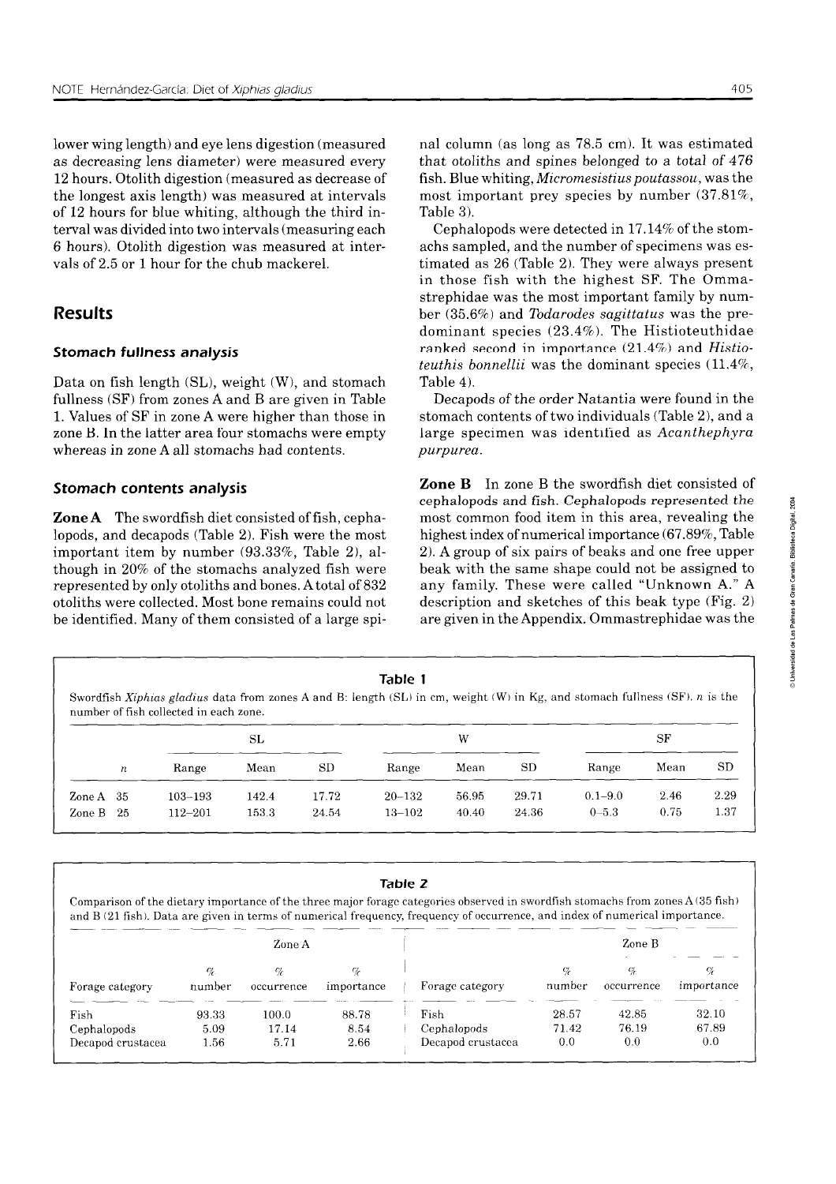lower wing length) and eye lens digestion (measured as decreasing lens diameter) were measured every 12 hours. Otolith digestion (measured as decrease of the longest axis length) was measured at intervals of 12 hours for blue whiting, although the third interval was divided into two intervals (measuring each 6 hours). Otolith digestion was measured at intervals of 2.5 or 1 hour for the chub mackerel.

## Results

### Stomach fullness analysis

Data on fish length (SL), weight (W), and stomach fullness (SF) from zones A and B are given in Table 1. Values of SF in zone A were higher than those in zone B. In the latter area four stomachs were empty whereas in zone A all stomachs had contents.

### Stomach contents analysis

**Zone A** The swordfish diet consisted of fish, cephalopods, and decapods (Table 2). Fish were the most important item by number (93.33%, Table 2), although in 20% of the stomachs analyzed fish were represented by only otoliths and bones. A total of 832 otoliths were collected. Most bone remains could not be identified. Many of them consisted of a large spinal column (as long as 78.5 cm). It was estimated that otoliths and spines belonged to a total of 476 fish. Blue whiting, *Micromesistius poutassou*, was the most important prey species by number (37.81%, Table 3).

Cephalopods were detected in 17.14% of the stomachs sampled, and the number of specimens was estimated as 26 (Table 2). They were always present in those fish with the highest SF. The Ommastrephidae was the most important family by number (35.6%) and *Todarodes sagittatus* was the predominant species (23.4%). The Histioteuthidae ranked second in importance (21.4%) and *Histioteuthis bonnellii* was the dominant species (11.4%, Table 4).

Decapods of the order Natantia were found in the stomach contents of two individuals (Table 2), and a large specimen was identified as *Acanthephyra purpurea*.

**Zone B** In zone B the swordfish diet consisted of cephalopods and fish. Cephalopods represented the most common food item in this area, revealing the highest index of numerical importance (67.89%, Table 2). A group of six pairs of beaks and one free upper beak with the same shape could not be assigned to any family. These were called "Unknown A." A description and sketches of this beak type (Fig. 2) are given in the Appendix. Ommastrephidae was the

**Table 1**

Swordfish *Xiphias gladius* data from zones A and B: length (SL) in cm, weight (W) in Kg, and stomach fullness (SF). *n* is the number of fish collected in each zone.

| | | SL | | | W | | | SF | | |
|---|---|---|---|---|---|---|---|---|---|---|
| | *n* | Range | Mean | SD | Range | Mean | SD | Range | Mean | SD |
| Zone A | 35 | 103–193 | 142.4 | 17.72 | 20–132 | 56.95 | 29.71 | 0.1–9.0 | 2.46 | 2.29 |
| Zone B | 25 | 112–201 | 153.3 | 24.54 | 13–102 | 40.40 | 24.36 | 0–5.3 | 0.75 | 1.37 |

**Table 2**

Comparison of the dietary importance of the three major forage categories observed in swordfish stomachs from zones A (35 fish) and B (21 fish). Data are given in terms of numerical frequency, frequency of occurrence, and index of numerical importance.

| Zone A | | | | Zone B | | | |
|---|---|---|---|---|---|---|---|
| Forage category | % number | % occurrence | % importance | Forage category | % number | % occurrence | % importance |
| Fish | 93.33 | 100.0 | 88.78 | Fish | 28.57 | 42.85 | 32.10 |
| Cephalopods | 5.09 | 17.14 | 8.54 | Cephalopods | 71.42 | 76.19 | 67.89 |
| Decapod crustacea | 1.56 | 5.71 | 2.66 | Decapod crustacea | 0.0 | 0.0 | 0.0 |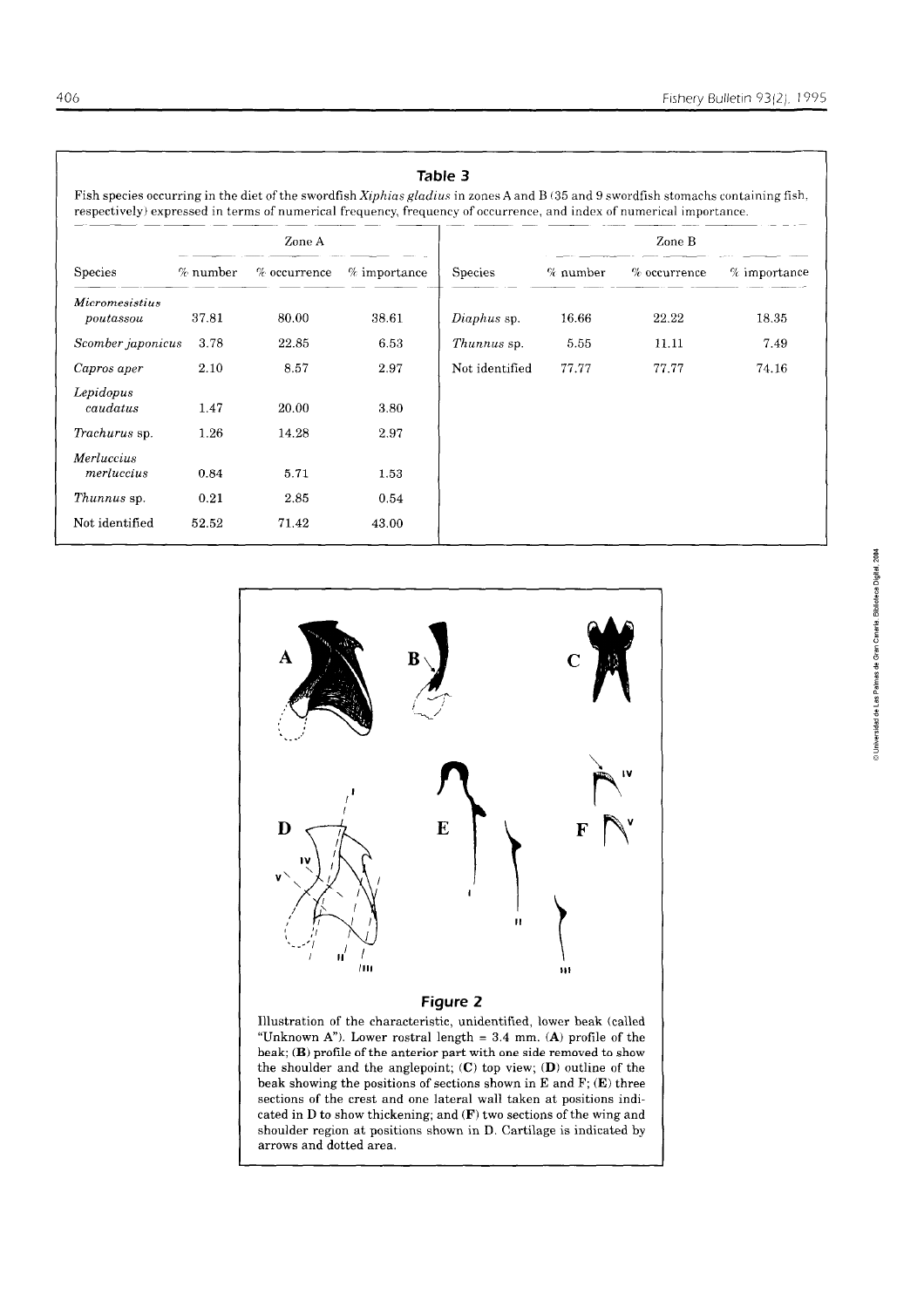**Table 3**

Fish species occurring in the diet of the swordfish *Xiphias gladius* in zones A and B (35 and 9 swordfish stomachs containing fish, respectively) expressed in terms of numerical frequency, frequency of occurrence, and index of numerical importance.

| Zone A | | | | Zone B | | | |
|---|---|---|---|---|---|---|---|
| Species | % number | % occurrence | % importance | Species | % number | % occurrence | % importance |
| *Micromesistius poutassou* | 37.81 | 80.00 | 38.61 | *Diaphus* sp. | 16.66 | 22.22 | 18.35 |
| *Scomber japonicus* | 3.78 | 22.85 | 6.53 | *Thunnus* sp. | 5.55 | 11.11 | 7.49 |
| *Capros aper* | 2.10 | 8.57 | 2.97 | Not identified | 77.77 | 77.77 | 74.16 |
| *Lepidopus caudatus* | 1.47 | 20.00 | 3.80 | | | | |
| *Trachurus* sp. | 1.26 | 14.28 | 2.97 | | | | |
| *Merluccius merluccius* | 0.84 | 5.71 | 1.53 | | | | |
| *Thunnus* sp. | 0.21 | 2.85 | 0.54 | | | | |
| Not identified | 52.52 | 71.42 | 43.00 | | | | |

**Figure 2**

Illustration of the characteristic, unidentified, lower beak (called "Unknown A"). Lower rostral length = 3.4 mm. (**A**) profile of the beak; (**B**) profile of the anterior part with one side removed to show the shoulder and the anglepoint; (**C**) top view; (**D**) outline of the beak showing the positions of sections shown in E and F; (**E**) three sections of the crest and one lateral wall taken at positions indicated in D to show thickening; and (**F**) two sections of the wing and shoulder region at positions shown in D. Cartilage is indicated by arrows and dotted area.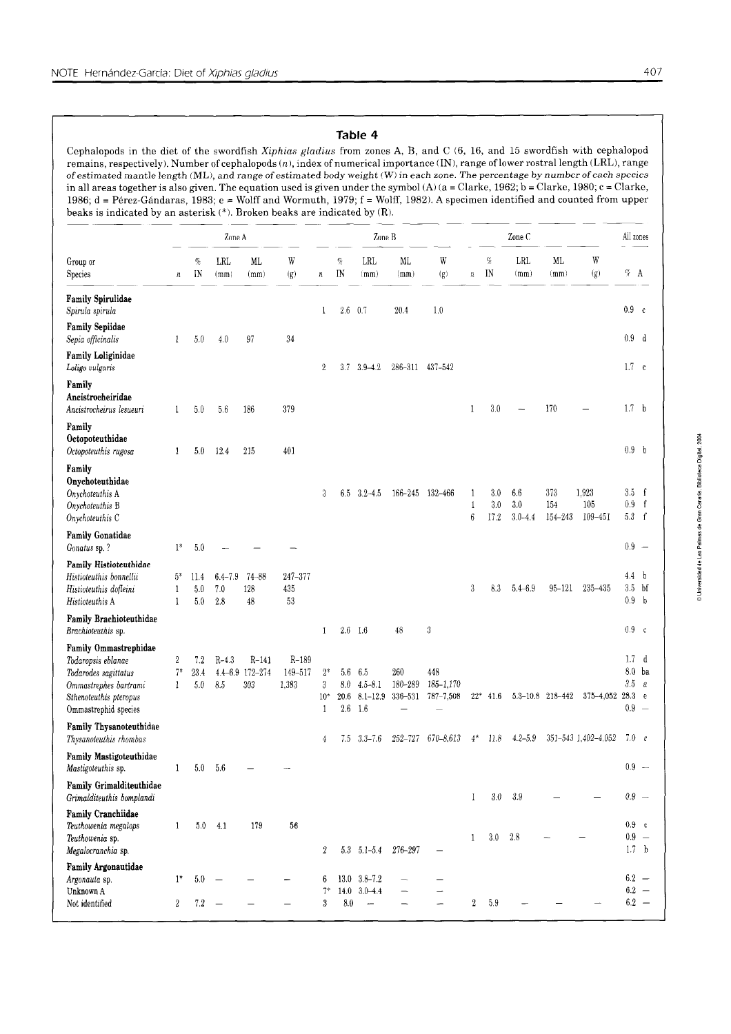## Table 4

Cephalopods in the diet of the swordfish *Xiphias gladius* from zones A, B, and C (6, 16, and 15 swordfish with cephalopod remains, respectively). Number of cephalopods ($n$), index of numerical importance (IN), range of lower rostral length (LRL), range of estimated mantle length (ML), and range of estimated body weight (W) in each zone. The percentage by number of each species in all areas together is also given. The equation used is given under the symbol (A) (a = Clarke, 1962; b = Clarke, 1980; c = Clarke, 1986; d = Pérez-Gándaras, 1983; e = Wolff and Wormuth, 1979; f = Wolff, 1982). A specimen identified and counted from upper beaks is indicated by an asterisk (*). Broken beaks are indicated by (R).

| Group or Species | Zone A | | | | | Zone B | | | | | Zone C | | | | | All zones | |
|---|---|---|---|---|---|---|---|---|---|---|---|---|---|---|---|---|---|
| | $n$ | % IN | LRL (mm) | ML (mm) | W (g) | $n$ | % IN | LRL (mm) | ML (mm) | W (g) | $n$ | % IN | LRL (mm) | ML (mm) | W (g) | % | A |
| **Family Spirulidae** | | | | | | | | | | | | | | | | | |
| *Spirula spirula* | | | | | | 1 | 2.6 | 0.7 | 20.4 | 1.0 | | | | | | 0.9 | c |
| **Family Sepiidae** | | | | | | | | | | | | | | | | | |
| *Sepia officinalis* | 1 | 5.0 | 4.0 | 97 | 34 | | | | | | | | | | | 0.9 | d |
| **Family Loliginidae** | | | | | | | | | | | | | | | | | |
| *Loligo vulgaris* | | | | | | 2 | 3.7 | 3.9–4.2 | 286–311 | 437–542 | | | | | | 1.7 | c |
| **Family Ancistrocheiridae** | | | | | | | | | | | | | | | | | |
| *Ancistrocheirus lesueuri* | 1 | 5.0 | 5.6 | 186 | 379 | | | | | | 1 | 3.0 | — | 170 | — | 1.7 | b |
| **Family Octopoteuthidae** | | | | | | | | | | | | | | | | | |
| *Octopoteuthis rugosa* | 1 | 5.0 | 12.4 | 215 | 401 | | | | | | | | | | | 0.9 | b |
| **Family Onychoteuthidae** | | | | | | | | | | | | | | | | | |
| *Onychoteuthis* A | | | | | | 3 | 6.5 | 3.2–4.5 | 166–245 | 132–466 | 1 | 3.0 | 6.6 | 373 | 1,923 | 3.5 | f |
| *Onychoteuthis* B | | | | | | | | | | | 1 | 3.0 | 3.0 | 154 | 105 | 0.9 | f |
| *Onychoteuthis* C | | | | | | | | | | | 6 | 17.2 | 3.0–4.4 | 154–243 | 109–451 | 5.3 | f |
| **Family Gonatidae** | | | | | | | | | | | | | | | | | |
| *Gonatus* sp. ? | 1* | 5.0 | — | — | — | | | | | | | | | | | 0.9 | — |
| **Family Histioteuthidae** | | | | | | | | | | | | | | | | | |
| *Histioteuthis bonnellii* | 5* | 11.4 | 6.4–7.9 | 74–88 | 247–377 | | | | | | | | | | | 4.4 | b |
| *Histioteuthis dofleini* | 1 | 5.0 | 7.0 | 128 | 435 | | | | | | 3 | 8.3 | 5.4–6.9 | 95–121 | 235–435 | 3.5 | bf |
| *Histioteuthis* A | 1 | 5.0 | 2.8 | 48 | 53 | | | | | | | | | | | 0.9 | b |
| **Family Brachioteuthidae** | | | | | | | | | | | | | | | | | |
| *Brachioteuthis* sp. | | | | | | 1 | 2.6 | 1.6 | 48 | 3 | | | | | | 0.9 | c |
| **Family Ommastrephidae** | | | | | | | | | | | | | | | | | |
| *Todaropsis eblanae* | 2 | 7.2 | R–4.3 | R–141 | R–189 | | | | | | | | | | | 1.7 | d |
| *Todarodes sagittatus* | 7* | 23.4 | 4.4–6.9 | 172–274 | 149–517 | 2* | 5.6 | 6.5 | 260 | 448 | | | | | | 8.0 | ba |
| *Ommastrephes bartrami* | 1 | 5.0 | 8.5 | 303 | 1,383 | 3 | 8.0 | 4.5–8.1 | 180–289 | 185–1,170 | | | | | | 3.5 | a |
| *Sthenoteuthis pteropus* | | | | | | 10* | 20.6 | 8.1–12.9 | 336–531 | 787–7,508 | 22* | 41.6 | 5.3–10.8 | 218–442 | 375–4,052 | 28.3 | e |
| Ommastrephid species | | | | | | 1 | 2.6 | 1.6 | — | — | | | | | | 0.9 | — |
| **Family Thysanoteuthidae** | | | | | | | | | | | | | | | | | |
| *Thysanoteuthis rhombus* | | | | | | 4 | 7.5 | 3.3–7.6 | 252–727 | 670–8,613 | 4* | 11.8 | 4.2–5.9 | 351–543 | 1,402–4,052 | 7.0 | c |
| **Family Mastigoteuthidae** | | | | | | | | | | | | | | | | | |
| *Mastigoteuthis* sp. | 1 | 5.0 | 5.6 | — | — | | | | | | | | | | | 0.9 | — |
| **Family Grimalditeuthidae** | | | | | | | | | | | | | | | | | |
| *Grimalditeuthis bomplandi* | | | | | | | | | | | 1 | 3.0 | 3.9 | — | — | 0.9 | — |
| **Family Cranchiidae** | | | | | | | | | | | | | | | | | |
| *Teuthowenia megalops* | 1 | 5.0 | 4.1 | 179 | 56 | | | | | | | | | | | 0.9 | c |
| *Teuthowenia* sp. | | | | | | | | | | | 1 | 3.0 | 2.8 | — | — | 0.9 | — |
| *Megalocranchia* sp. | | | | | | 2 | 5.3 | 5.1–5.4 | 276–297 | — | | | | | | 1.7 | b |
| **Family Argonautidae** | | | | | | | | | | | | | | | | | |
| *Argonauta* sp. | 1* | 5.0 | — | — | — | 6 | 13.0 | 3.8–7.2 | — | — | | | | | | 6.2 | — |
| Unknown A | | | | | | 7* | 14.0 | 3.0–4.4 | — | — | | | | | | 6.2 | — |
| Not identified | 2 | 7.2 | — | — | — | 3 | 8.0 | — | — | — | 2 | 5.9 | — | — | — | 6.2 | — |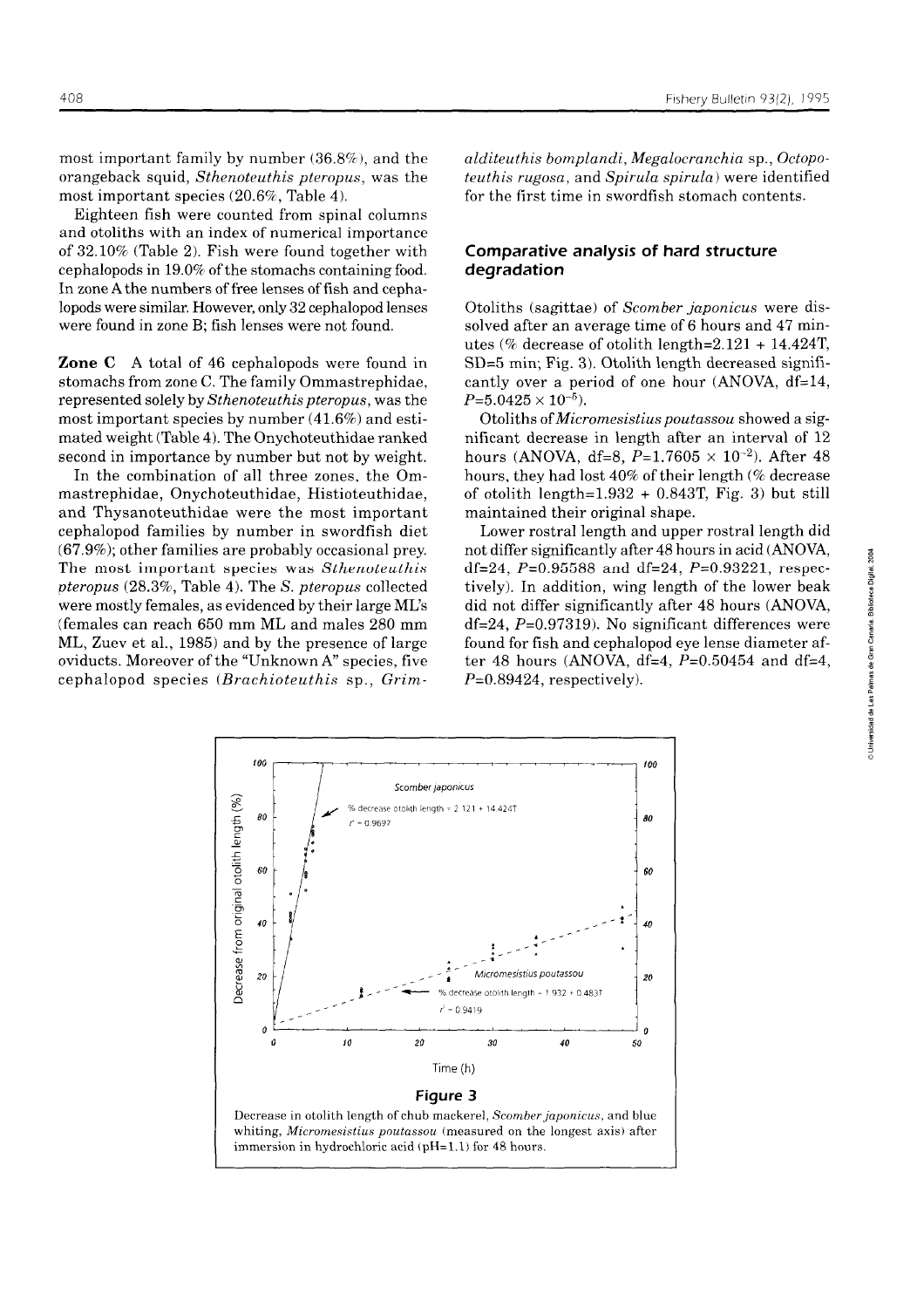most important family by number (36.8%), and the orangeback squid, *Sthenoteuthis pteropus*, was the most important species (20.6%, Table 4).

Eighteen fish were counted from spinal columns and otoliths with an index of numerical importance of 32.10% (Table 2). Fish were found together with cephalopods in 19.0% of the stomachs containing food. In zone A the numbers of free lenses of fish and cephalopods were similar. However, only 32 cephalopod lenses were found in zone B; fish lenses were not found.

**Zone C** A total of 46 cephalopods were found in stomachs from zone C. The family Ommastrephidae, represented solely by *Sthenoteuthis pteropus*, was the most important species by number (41.6%) and estimated weight (Table 4). The Onychoteuthidae ranked second in importance by number but not by weight.

In the combination of all three zones, the Ommastrephidae, Onychoteuthidae, Histioteuthidae, and Thysanoteuthidae were the most important cephalopod families by number in swordfish diet (67.9%); other families are probably occasional prey. The most important species was *Sthenoteuthis pteropus* (28.3%, Table 4). The *S. pteropus* collected were mostly females, as evidenced by their large ML's (females can reach 650 mm ML and males 280 mm ML, Zuev et al., 1985) and by the presence of large oviducts. Moreover of the "Unknown A" species, five cephalopod species (*Brachioteuthis* sp., *Grimalditeuthis bomplandi*, *Megalocranchia* sp., *Octopoteuthis rugosa*, and *Spirula spirula*) were identified for the first time in swordfish stomach contents.

### Comparative analysis of hard structure degradation

Otoliths (sagittae) of *Scomber japonicus* were dissolved after an average time of 6 hours and 47 minutes (% decrease of otolith length=2.121 + 14.424T, SD=5 min; Fig. 3). Otolith length decreased significantly over a period of one hour (ANOVA, df=14, $P=5.0425 \times 10^{-5}$).

Otoliths of *Micromesistius poutassou* showed a significant decrease in length after an interval of 12 hours (ANOVA, df=8, $P=1.7605 \times 10^{-2}$). After 48 hours, they had lost 40% of their length (% decrease of otolith length=1.932 + 0.843T, Fig. 3) but still maintained their original shape.

Lower rostral length and upper rostral length did not differ significantly after 48 hours in acid (ANOVA, df=24, P=0.95588 and df=24, P=0.93221, respectively). In addition, wing length of the lower beak did not differ significantly after 48 hours (ANOVA, df=24, P=0.97319). No significant differences were found for fish and cephalopod eye lense diameter after 48 hours (ANOVA, df=4, P=0.50454 and df=4, P=0.89424, respectively).

**Figure 3**

Decrease in otolith length of chub mackerel, *Scomber japonicus*, and blue whiting, *Micromesistius poutassou* (measured on the longest axis) after immersion in hydrochloric acid (pH=1.1) for 48 hours.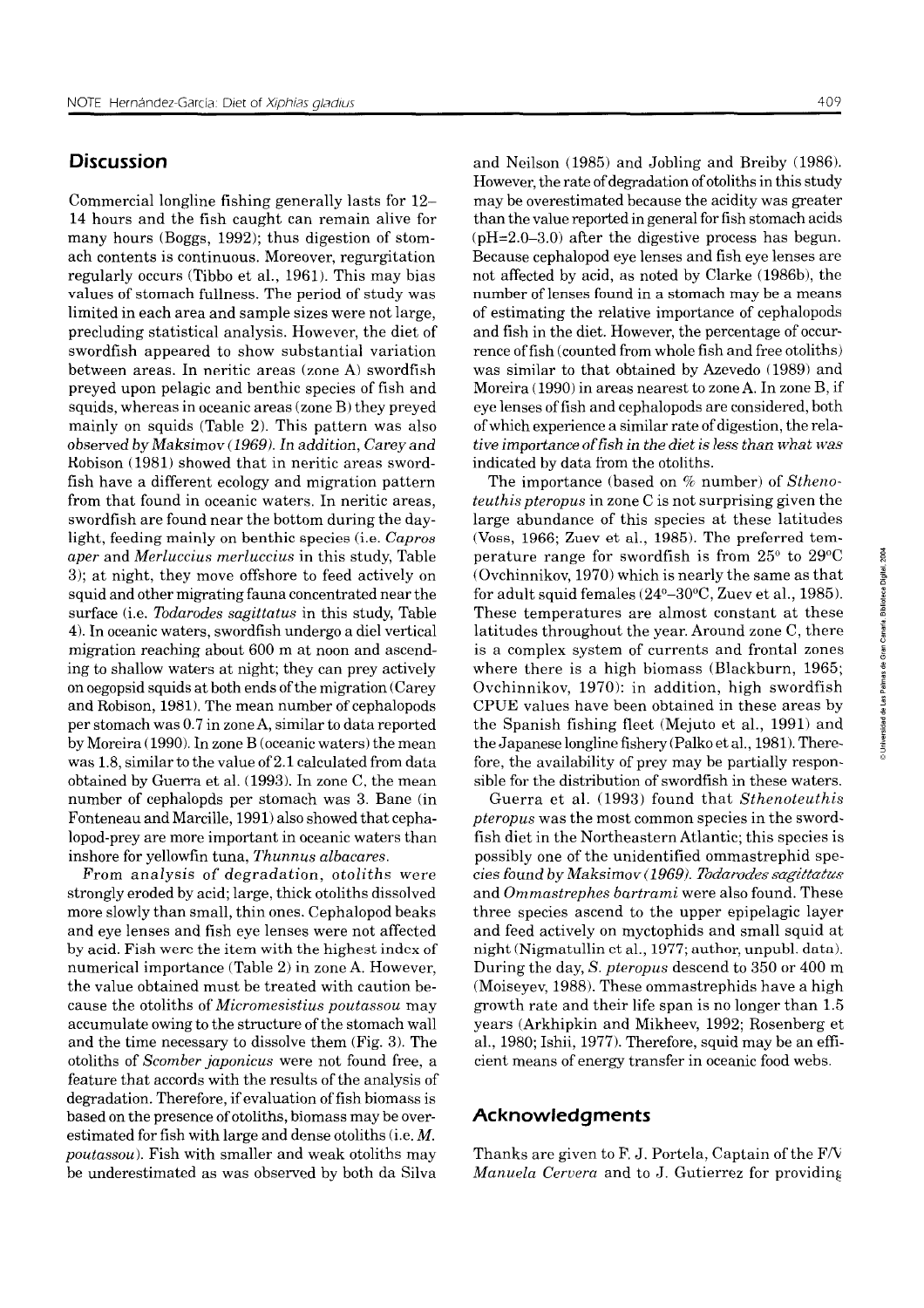## Discussion

Commercial longline fishing generally lasts for 12–14 hours and the fish caught can remain alive for many hours (Boggs, 1992); thus digestion of stomach contents is continuous. Moreover, regurgitation regularly occurs (Tibbo et al., 1961). This may bias values of stomach fullness. The period of study was limited in each area and sample sizes were not large, precluding statistical analysis. However, the diet of swordfish appeared to show substantial variation between areas. In neritic areas (zone A) swordfish preyed upon pelagic and benthic species of fish and squids, whereas in oceanic areas (zone B) they preyed mainly on squids (Table 2). This pattern was also observed by Maksimov (1969). In addition, Carey and Robison (1981) showed that in neritic areas swordfish have a different ecology and migration pattern from that found in oceanic waters. In neritic areas, swordfish are found near the bottom during the daylight, feeding mainly on benthic species (i.e. *Capros aper* and *Merluccius merluccius* in this study, Table 3); at night, they move offshore to feed actively on squid and other migrating fauna concentrated near the surface (i.e. *Todarodes sagittatus* in this study, Table 4). In oceanic waters, swordfish undergo a diel vertical migration reaching about 600 m at noon and ascending to shallow waters at night; they can prey actively on oegopsid squids at both ends of the migration (Carey and Robison, 1981). The mean number of cephalopods per stomach was 0.7 in zone A, similar to data reported by Moreira (1990). In zone B (oceanic waters) the mean was 1.8, similar to the value of 2.1 calculated from data obtained by Guerra et al. (1993). In zone C, the mean number of cephalopds per stomach was 3. Bane (in Fonteneau and Marcille, 1991) also showed that cephalopod-prey are more important in oceanic waters than inshore for yellowfin tuna, *Thunnus albacares*.

From analysis of degradation, otoliths were strongly eroded by acid; large, thick otoliths dissolved more slowly than small, thin ones. Cephalopod beaks and eye lenses and fish eye lenses were not affected by acid. Fish were the item with the highest index of numerical importance (Table 2) in zone A. However, the value obtained must be treated with caution because the otoliths of *Micromesistius poutassou* may accumulate owing to the structure of the stomach wall and the time necessary to dissolve them (Fig. 3). The otoliths of *Scomber japonicus* were not found free, a feature that accords with the results of the analysis of degradation. Therefore, if evaluation of fish biomass is based on the presence of otoliths, biomass may be overestimated for fish with large and dense otoliths (i.e. *M. poutassou*). Fish with smaller and weak otoliths may be underestimated as was observed by both da Silva and Neilson (1985) and Jobling and Breiby (1986). However, the rate of degradation of otoliths in this study may be overestimated because the acidity was greater than the value reported in general for fish stomach acids (pH=2.0–3.0) after the digestive process has begun. Because cephalopod eye lenses and fish eye lenses are not affected by acid, as noted by Clarke (1986b), the number of lenses found in a stomach may be a means of estimating the relative importance of cephalopods and fish in the diet. However, the percentage of occurrence of fish (counted from whole fish and free otoliths) was similar to that obtained by Azevedo (1989) and Moreira (1990) in areas nearest to zone A. In zone B, if eye lenses of fish and cephalopods are considered, both of which experience a similar rate of digestion, the relative importance of fish in the diet is less than what was indicated by data from the otoliths.

The importance (based on % number) of *Sthenoteuthis pteropus* in zone C is not surprising given the large abundance of this species at these latitudes (Voss, 1966; Zuev et al., 1985). The preferred temperature range for swordfish is from 25° to 29°C (Ovchinnikov, 1970) which is nearly the same as that for adult squid females (24°–30°C, Zuev et al., 1985). These temperatures are almost constant at these latitudes throughout the year. Around zone C, there is a complex system of currents and frontal zones where there is a high biomass (Blackburn, 1965; Ovchinnikov, 1970): in addition, high swordfish CPUE values have been obtained in these areas by the Spanish fishing fleet (Mejuto et al., 1991) and the Japanese longline fishery (Palko et al., 1981). Therefore, the availability of prey may be partially responsible for the distribution of swordfish in these waters.

Guerra et al. (1993) found that *Sthenoteuthis pteropus* was the most common species in the swordfish diet in the Northeastern Atlantic; this species is possibly one of the unidentified ommastrephid species found by Maksimov (1969). *Todarodes sagittatus* and *Ommastrephes bartrami* were also found. These three species ascend to the upper epipelagic layer and feed actively on myctophids and small squid at night (Nigmatullin et al., 1977; author, unpubl. data). During the day, *S. pteropus* descend to 350 or 400 m (Moiseyev, 1988). These ommastrephids have a high growth rate and their life span is no longer than 1.5 years (Arkhipkin and Mikheev, 1992; Rosenberg et al., 1980; Ishii, 1977). Therefore, squid may be an efficient means of energy transfer in oceanic food webs.

## Acknowledgments

Thanks are given to F. J. Portela, Captain of the F/V *Manuela Cervera* and to J. Gutierrez for providing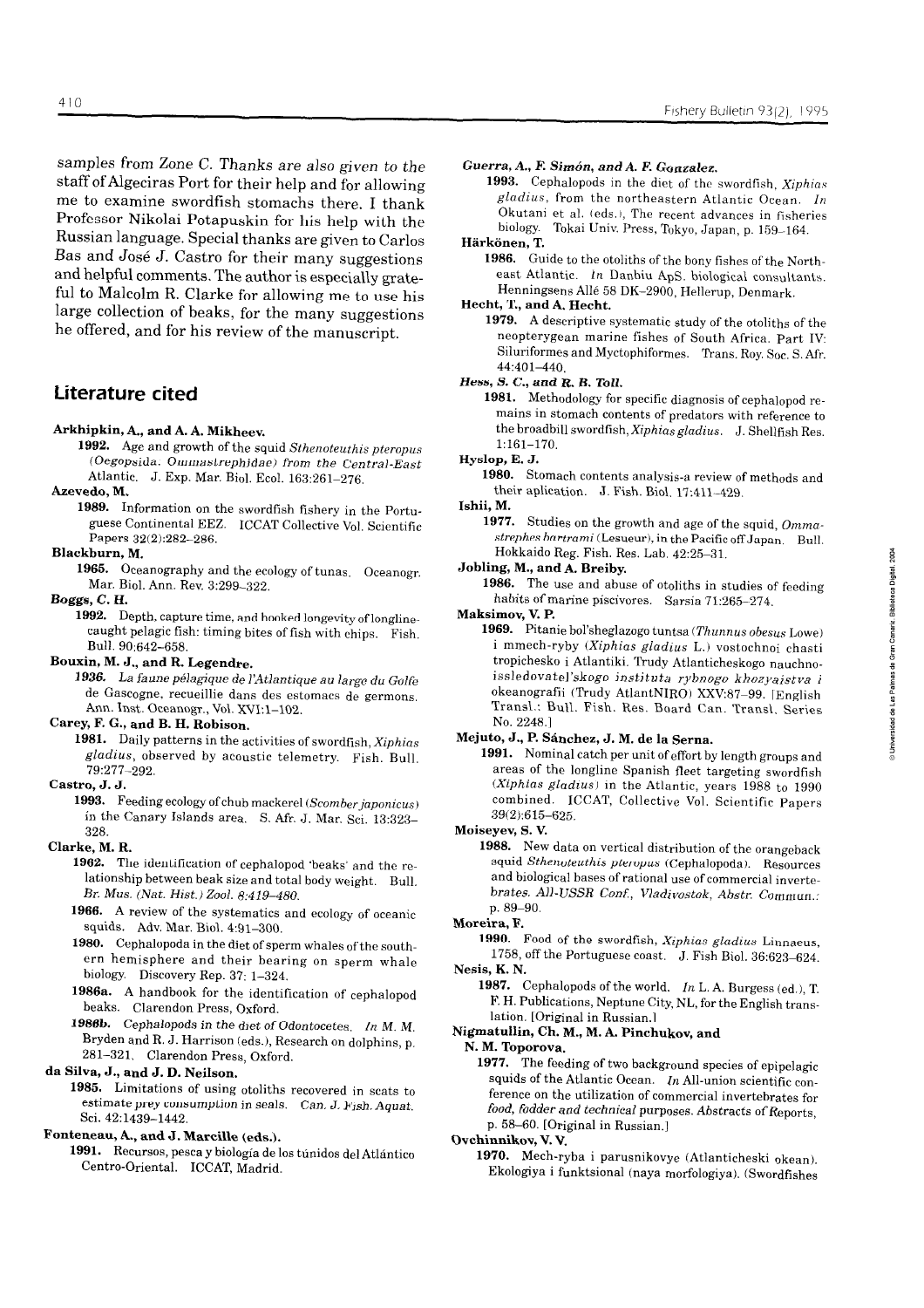samples from Zone C. Thanks are also given to the staff of Algeciras Port for their help and for allowing me to examine swordfish stomachs there. I thank Professor Nikolai Potapuskin for his help with the Russian language. Special thanks are given to Carlos Bas and José J. Castro for their many suggestions and helpful comments. The author is especially grateful to Malcolm R. Clarke for allowing me to use his large collection of beaks, for the many suggestions he offered, and for his review of the manuscript.

## Literature cited

**Arkhipkin, A., and A. A. Mikheev.**
**1992.** Age and growth of the squid *Sthenoteuthis pteropus* (Oegopsida. Ommastrephidae) from the Central-East Atlantic. J. Exp. Mar. Biol. Ecol. 163:261–276.

**Azevedo, M.**
**1989.** Information on the swordfish fishery in the Portuguese Continental EEZ. ICCAT Collective Vol. Scientific Papers 32(2):282–286.

**Blackburn, M.**
**1965.** Oceanography and the ecology of tunas. Oceanogr. Mar. Biol. Ann. Rev. 3:299–322.

**Boggs, C. H.**
**1992.** Depth, capture time, and hooked longevity of longline-caught pelagic fish: timing bites of fish with chips. Fish. Bull. 90:642–658.

**Bouxin, M. J., and R. Legendre.**
**1936.** *La faune pélagique de l'Atlantique au large du Golfe de Gascogne, recueillie dans des estomacs de germons.* Ann. Inst. Oceanogr., Vol. XVI:1–102.

**Carey, F. G., and B. H. Robison.**
**1981.** Daily patterns in the activities of swordfish, *Xiphias gladius*, observed by acoustic telemetry. Fish. Bull. 79:277–292.

**Castro, J. J.**
**1993.** Feeding ecology of chub mackerel (*Scomber japonicus*) in the Canary Islands area. S. Afr. J. Mar. Sci. 13:323–328.

**Clarke, M. R.**
**1962.** The identification of cephalopod 'beaks' and the relationship between beak size and total body weight. Bull. *Br. Mus. (Nat. Hist.) Zool. 8:419–480.*
**1966.** A review of the systematics and ecology of oceanic squids. Adv. Mar. Biol. 4:91–300.
**1980.** Cephalopoda in the diet of sperm whales of the southern hemisphere and their bearing on sperm whale biology. Discovery Rep. 37: 1–324.
**1986a.** A handbook for the identification of cephalopod beaks. Clarendon Press, Oxford.
**1986b.** *Cephalopods in the diet of Odontocetes. In* M. M. Bryden and R. J. Harrison (eds.), Research on dolphins, p. 281–321. Clarendon Press, Oxford.

**da Silva, J., and J. D. Neilson.**
**1985.** Limitations of using otoliths recovered in scats to estimate prey consumption in seals. Can. J. Fish. Aquat. Sci. 42:1439–1442.

**Fonteneau, A., and J. Marcille (eds.).**
**1991.** Recursos, pesca y biología de los túnidos del Atlántico Centro-Oriental. ICCAT, Madrid.

***Guerra, A., F. Simón, and A. F. Gonzalez.***
**1993.** Cephalopods in the diet of the swordfish, *Xiphias gladius*, from the northeastern Atlantic Ocean. *In* Okutani et al. (eds.), The recent advances in fisheries biology. Tokai Univ. Press, Tokyo, Japan, p. 159–164.

**Härkönen, T.**
**1986.** Guide to the otoliths of the bony fishes of the Northeast Atlantic. *In* Danbiu ApS. biological consultants. Henningsens Allé 58 DK-2900, Hellerup, Denmark.

**Hecht, T., and A. Hecht.**
**1979.** A descriptive systematic study of the otoliths of the neopterygean marine fishes of South Africa. Part IV: Siluriformes and Myctophiformes. Trans. Roy. Soc. S. Afr. 44:401–440.

***Hess, S. C., and R. B. Toll.***
**1981.** Methodology for specific diagnosis of cephalopod remains in stomach contents of predators with reference to the broadbill swordfish, *Xiphias gladius*. J. Shellfish Res. 1:161–170.

**Hyslop, E. J.**
**1980.** Stomach contents analysis-a review of methods and their aplication. J. Fish. Biol. 17:411–429.

**Ishii, M.**
**1977.** Studies on the growth and age of the squid, *Ommastrephes bartrami* (Lesueur), in the Pacific off Japan. Bull. Hokkaido Reg. Fish. Res. Lab. 42:25–31.

**Jobling, M., and A. Breiby.**
**1986.** The use and abuse of otoliths in studies of feeding habits of marine piscivores. Sarsia 71:265–274.

**Maksimov, V. P.**
**1969.** Pitanie bol'sheglazogo tuntsa (*Thunnus obesus* Lowe) i mmech-ryby (*Xiphias gladius* L.) vostochnoi chasti tropichesko i Atlantiki. Trudy Atlanticheskogo nauchno-issledovatel'skogo *instituta rybnogo khozyaistva i* okeanografii (Trudy AtlantNIRO) XXV:87–99. [English Transl.: Bull. Fish. Res. Board Can. Transl. Series No. 2248.]

**Mejuto, J., P. Sánchez, J. M. de la Serna.**
**1991.** Nominal catch per unit of effort by length groups and areas of the longline Spanish fleet targeting swordfish (*Xiphias gladius*) in the Atlantic, years 1988 to 1990 combined. ICCAT, Collective Vol. Scientific Papers 39(2):615–625.

**Moiseyev, S. V.**
**1988.** New data on vertical distribution of the orangeback squid *Sthenoteuthis pteropus* (Cephalopoda). Resources and biological bases of rational use of commercial invertebrates. *All-USSR Conf., Vladivostok, Abstr. Commun.:* p. 89–90.

**Moreira, F.**
**1990.** Food of the swordfish, *Xiphias gladius* Linnaeus, 1758, off the Portuguese coast. J. Fish Biol. 36:623–624.

**Nesis, K. N.**
**1987.** Cephalopods of the world. *In* L. A. Burgess (ed.), T. F. H. Publications, Neptune City, NL, for the English translation. [Original in Russian.]

**Nigmatullin, Ch. M., M. A. Pinchukov, and N. M. Toporova.**
**1977.** The feeding of two background species of epipelagic squids of the Atlantic Ocean. *In* All-union scientific conference on the utilization of commercial invertebrates for *food, fodder and technical* purposes. Abstracts of Reports, p. 58–60. [Original in Russian.]

**Ovchinnikov, V. V.**
**1970.** Mech-ryba i parusnikovye (Atlanticheski okean). Ekologiya i funktsional (naya morfologiya). (Swordfishes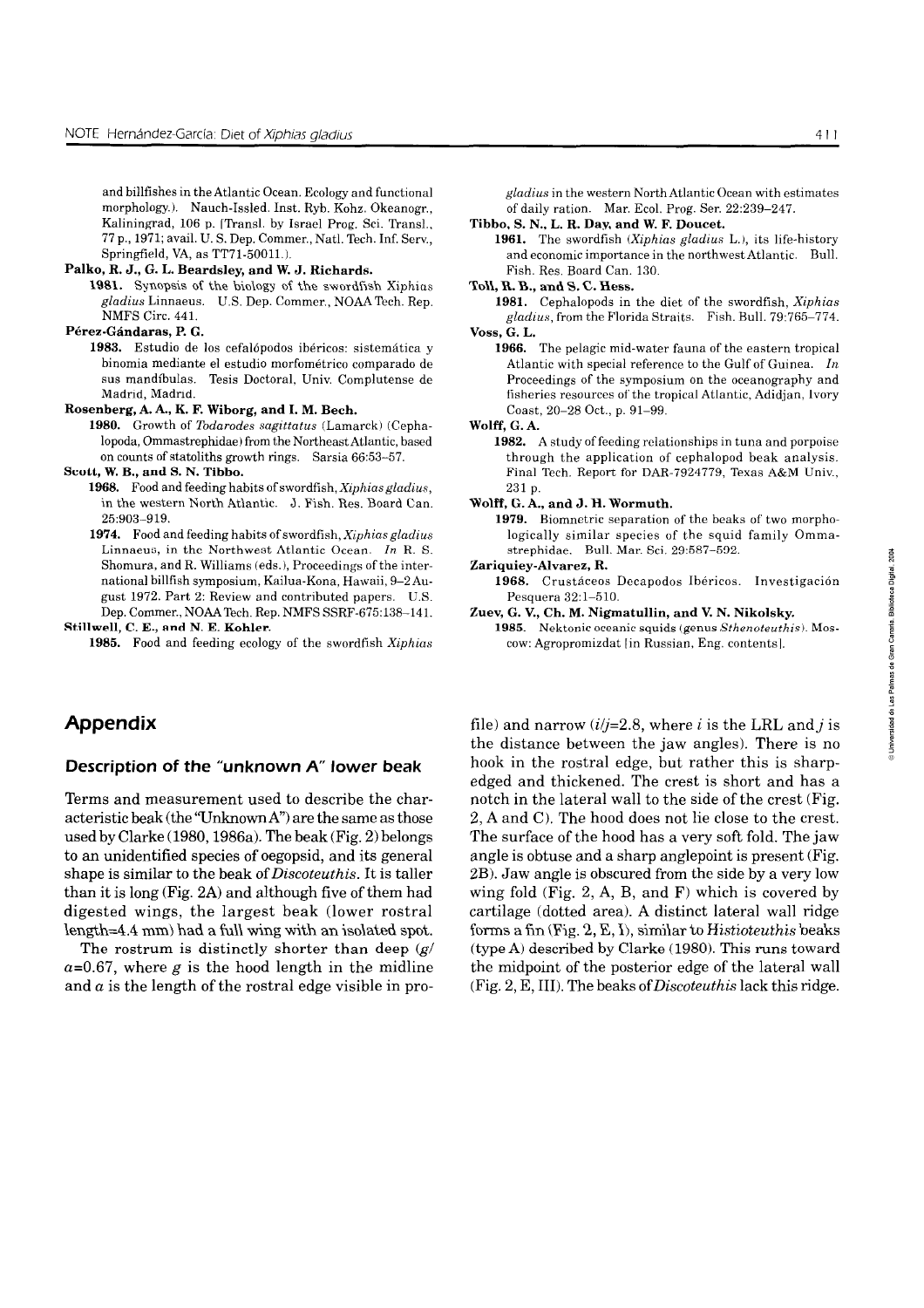and billfishes in the Atlantic Ocean. Ecology and functional morphology.). Nauch-Issled. Inst. Ryb. Kohz. Okeanogr., Kaliningrad, 106 p. [Transl. by Israel Prog. Sci. Transl., 77 p., 1971; avail. U. S. Dep. Commer., Natl. Tech. Inf. Serv., Springfield, VA, as TT71-50011.].

**Palko, R. J., G. L. Beardsley, and W. J. Richards.**

**1981.** Synopsis of the biology of the swordfish *Xiphias gladius* Linnaeus. U.S. Dep. Commer., NOAA Tech. Rep. NMFS Circ. 441.

**Pérez-Gándaras, P. G.**

**1983.** Estudio de los cefalópodos ibéricos: sistemática y binomia mediante el estudio morfométrico comparado de sus mandíbulas. Tesis Doctoral, Univ. Complutense de Madrid, Madrid.

**Rosenberg, A. A., K. F. Wiborg, and I. M. Bech.**

**1980.** Growth of *Todarodes sagittatus* (Lamarck) (Cephalopoda, Ommastrephidae) from the Northeast Atlantic, based on counts of statoliths growth rings. Sarsia 66:53–57.

**Scott, W. B., and S. N. Tibbo.**

**1968.** Food and feeding habits of swordfish, *Xiphias gladius*, in the western North Atlantic. J. Fish. Res. Board Can. 25:903–919.

**1974.** Food and feeding habits of swordfish, *Xiphias gladius* Linnaeus, in the Northwest Atlantic Ocean. *In* R. S. Shomura, and R. Williams (eds.), Proceedings of the international billfish symposium, Kailua-Kona, Hawaii, 9–2 August 1972. Part 2: Review and contributed papers. U.S. Dep. Commer., NOAA Tech. Rep. NMFS SSRF-675:138–141.

**Stillwell, C. E., and N. E. Kohler.**

**1985.** Food and feeding ecology of the swordfish *Xiphias gladius* in the western North Atlantic Ocean with estimates of daily ration. Mar. Ecol. Prog. Ser. 22:239–247.

**Tibbo, S. N., L. R. Day, and W. F. Doucet.**

**1961.** The swordfish (*Xiphias gladius* L.), its life-history and economic importance in the northwest Atlantic. Bull. Fish. Res. Board Can. 130.

**Toll, R. B., and S. C. Hess.**

**1981.** Cephalopods in the diet of the swordfish, *Xiphias gladius*, from the Florida Straits. Fish. Bull. 79:765–774.

**Voss, G. L.**

**1966.** The pelagic mid-water fauna of the eastern tropical Atlantic with special reference to the Gulf of Guinea. *In* Proceedings of the symposium on the oceanography and fisheries resources of the tropical Atlantic, Adidjan, Ivory Coast, 20–28 Oct., p. 91–99.

**Wolff, G. A.**

**1982.** A study of feeding relationships in tuna and porpoise through the application of cephalopod beak analysis. Final Tech. Report for DAR-7924779, Texas A&M Univ., 231 p.

**Wolff, G. A., and J. H. Wormuth.**

**1979.** Biomnetric separation of the beaks of two morphologically similar species of the squid family Ommastrephidae. Bull. Mar. Sci. 29:587–592.

**Zariquiey-Alvarez, R.**

**1968.** Crustáceos Decapodos Ibéricos. Investigación Pesquera 32:1–510.

**Zuev, G. V., Ch. M. Nigmatullin, and V. N. Nikolsky.**

**1985.** Nektonic oceanic squids (genus *Sthenoteuthis*). Moscow: Agropromizdat [in Russian, Eng. contents].

## Appendix

### Description of the "unknown A" lower beak

Terms and measurement used to describe the characteristic beak (the "Unknown A") are the same as those used by Clarke (1980, 1986a). The beak (Fig. 2) belongs to an unidentified species of oegopsid, and its general shape is similar to the beak of *Discoteuthis*. It is taller than it is long (Fig. 2A) and although five of them had digested wings, the largest beak (lower rostral length=4.4 mm) had a full wing with an isolated spot.

The rostrum is distinctly shorter than deep ($g/a$=0.67, where $g$ is the hood length in the midline and $a$ is the length of the rostral edge visible in profile) and narrow ($i/j$=2.8, where $i$ is the LRL and $j$ is the distance between the jaw angles). There is no hook in the rostral edge, but rather this is sharp-edged and thickened. The crest is short and has a notch in the lateral wall to the side of the crest (Fig. 2, A and C). The hood does not lie close to the crest. The surface of the hood has a very soft fold. The jaw angle is obtuse and a sharp anglepoint is present (Fig. 2B). Jaw angle is obscured from the side by a very low wing fold (Fig. 2, A, B, and F) which is covered by cartilage (dotted area). A distinct lateral wall ridge forms a fin (Fig. 2, E, I), similar to *Histioteuthis* beaks (type A) described by Clarke (1980). This runs toward the midpoint of the posterior edge of the lateral wall (Fig. 2, E, III). The beaks of *Discoteuthis* lack this ridge.